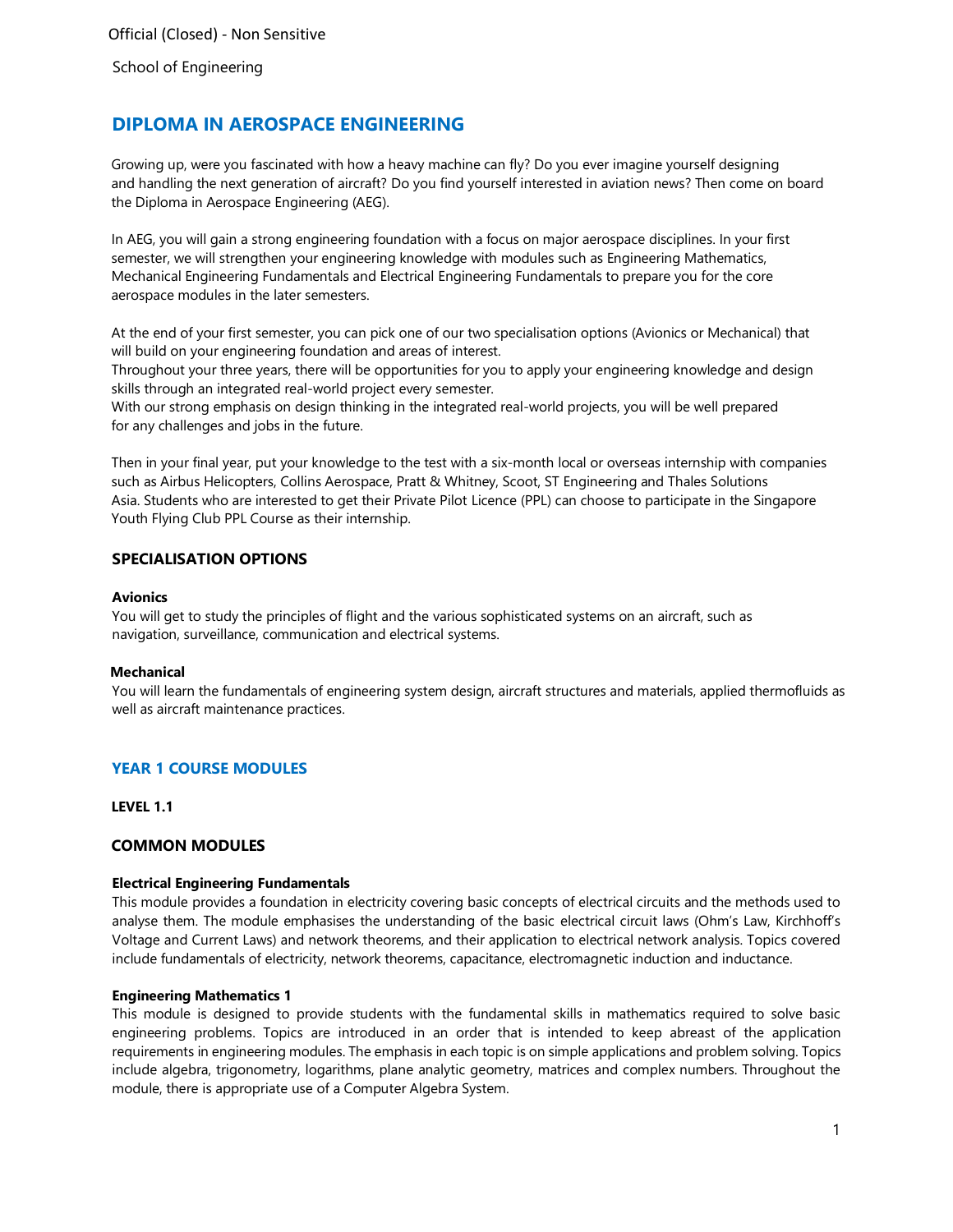Official (Closed) - Non Sensitive

School of Engineering

# DIPLOMA IN AEROSPACE ENGINEERING

Growing up, were you fascinated with how a heavy machine can fly? Do you ever imagine yourself designing and handling the next generation of aircraft? Do you find yourself interested in aviation news? Then come on board the Diploma in Aerospace Engineering (AEG).

In AEG, you will gain a strong engineering foundation with a focus on major aerospace disciplines. In your first semester, we will strengthen your engineering knowledge with modules such as Engineering Mathematics, Mechanical Engineering Fundamentals and Electrical Engineering Fundamentals to prepare you for the core aerospace modules in the later semesters.

At the end of your first semester, you can pick one of our two specialisation options (Avionics or Mechanical) that will build on your engineering foundation and areas of interest.
Throughout your three years, there will be opportunities for you to apply your engineering knowledge and design skills through an integrated real-world project every semester.
With our strong emphasis on design thinking in the integrated real-world projects, you will be well prepared for any challenges and jobs in the future.

Then in your final year, put your knowledge to the test with a six-month local or overseas internship with companies such as Airbus Helicopters, Collins Aerospace, Pratt & Whitney, Scoot, ST Engineering and Thales Solutions Asia. Students who are interested to get their Private Pilot Licence (PPL) can choose to participate in the Singapore Youth Flying Club PPL Course as their internship.

## SPECIALISATION OPTIONS

**Avionics**
You will get to study the principles of flight and the various sophisticated systems on an aircraft, such as navigation, surveillance, communication and electrical systems.

**Mechanical**
You will learn the fundamentals of engineering system design, aircraft structures and materials, applied thermofluids as well as aircraft maintenance practices.

## YEAR 1 COURSE MODULES

### LEVEL 1.1

### COMMON MODULES

**Electrical Engineering Fundamentals**
This module provides a foundation in electricity covering basic concepts of electrical circuits and the methods used to analyse them. The module emphasises the understanding of the basic electrical circuit laws (Ohm's Law, Kirchhoff's Voltage and Current Laws) and network theorems, and their application to electrical network analysis. Topics covered include fundamentals of electricity, network theorems, capacitance, electromagnetic induction and inductance.

**Engineering Mathematics 1**
This module is designed to provide students with the fundamental skills in mathematics required to solve basic engineering problems. Topics are introduced in an order that is intended to keep abreast of the application requirements in engineering modules. The emphasis in each topic is on simple applications and problem solving. Topics include algebra, trigonometry, logarithms, plane analytic geometry, matrices and complex numbers. Throughout the module, there is appropriate use of a Computer Algebra System.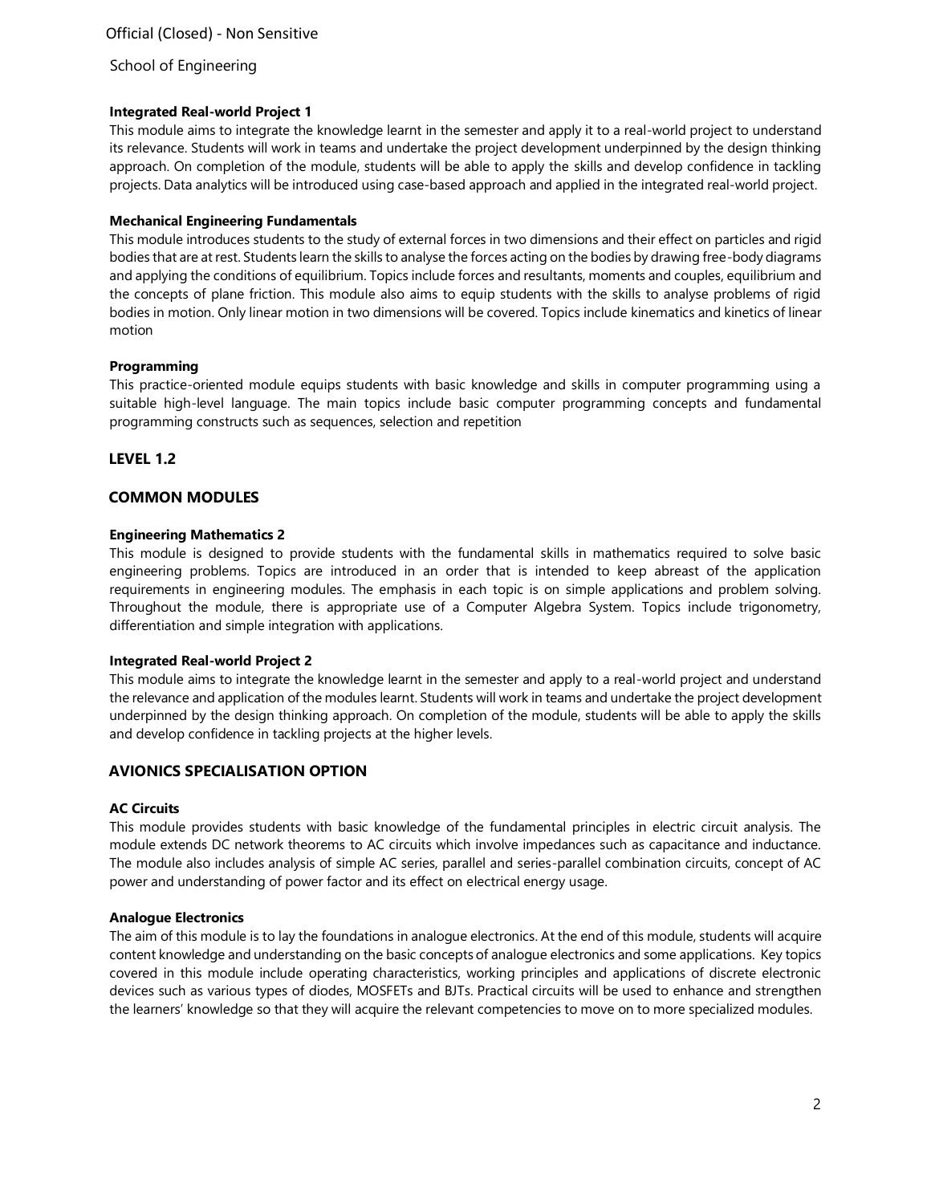**Integrated Real-world Project 1**
This module aims to integrate the knowledge learnt in the semester and apply it to a real-world project to understand its relevance. Students will work in teams and undertake the project development underpinned by the design thinking approach. On completion of the module, students will be able to apply the skills and develop confidence in tackling projects. Data analytics will be introduced using case-based approach and applied in the integrated real-world project.

**Mechanical Engineering Fundamentals**
This module introduces students to the study of external forces in two dimensions and their effect on particles and rigid bodies that are at rest. Students learn the skills to analyse the forces acting on the bodies by drawing free-body diagrams and applying the conditions of equilibrium. Topics include forces and resultants, moments and couples, equilibrium and the concepts of plane friction. This module also aims to equip students with the skills to analyse problems of rigid bodies in motion. Only linear motion in two dimensions will be covered. Topics include kinematics and kinetics of linear motion

**Programming**
This practice-oriented module equips students with basic knowledge and skills in computer programming using a suitable high-level language. The main topics include basic computer programming concepts and fundamental programming constructs such as sequences, selection and repetition

## LEVEL 1.2

## COMMON MODULES

**Engineering Mathematics 2**
This module is designed to provide students with the fundamental skills in mathematics required to solve basic engineering problems. Topics are introduced in an order that is intended to keep abreast of the application requirements in engineering modules. The emphasis in each topic is on simple applications and problem solving. Throughout the module, there is appropriate use of a Computer Algebra System. Topics include trigonometry, differentiation and simple integration with applications.

**Integrated Real-world Project 2**
This module aims to integrate the knowledge learnt in the semester and apply to a real-world project and understand the relevance and application of the modules learnt. Students will work in teams and undertake the project development underpinned by the design thinking approach. On completion of the module, students will be able to apply the skills and develop confidence in tackling projects at the higher levels.

## AVIONICS SPECIALISATION OPTION

**AC Circuits**
This module provides students with basic knowledge of the fundamental principles in electric circuit analysis. The module extends DC network theorems to AC circuits which involve impedances such as capacitance and inductance. The module also includes analysis of simple AC series, parallel and series-parallel combination circuits, concept of AC power and understanding of power factor and its effect on electrical energy usage.

**Analogue Electronics**
The aim of this module is to lay the foundations in analogue electronics. At the end of this module, students will acquire content knowledge and understanding on the basic concepts of analogue electronics and some applications. Key topics covered in this module include operating characteristics, working principles and applications of discrete electronic devices such as various types of diodes, MOSFETs and BJTs. Practical circuits will be used to enhance and strengthen the learners' knowledge so that they will acquire the relevant competencies to move on to more specialized modules.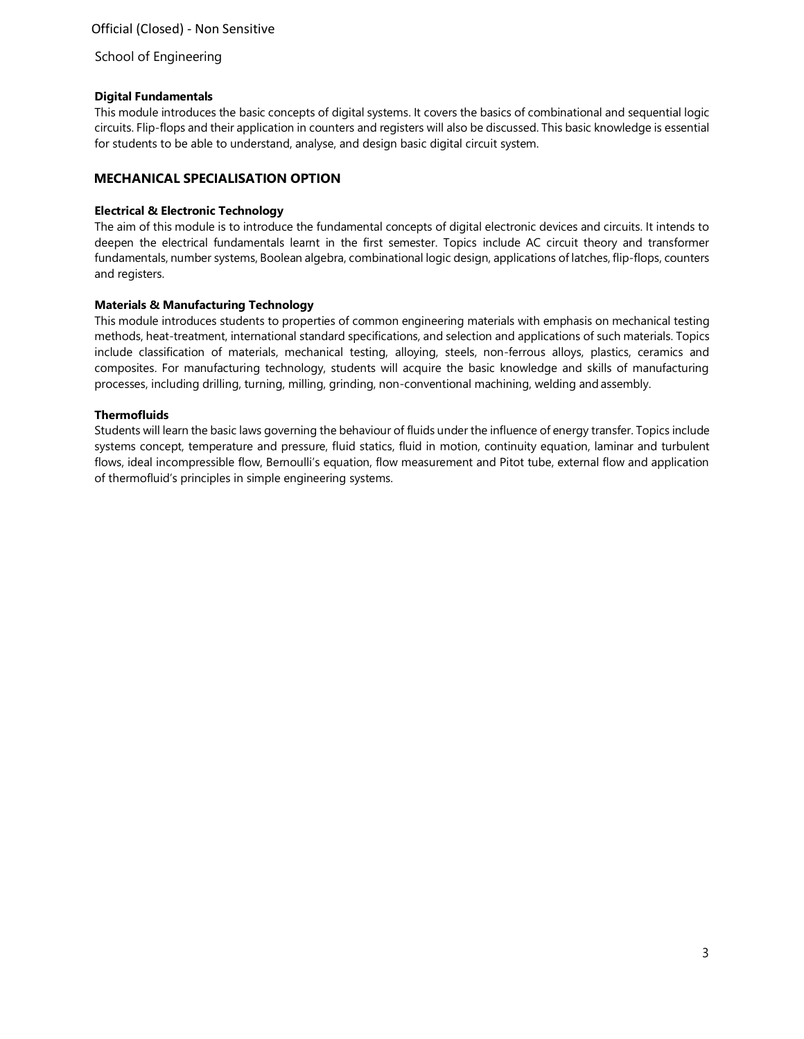**Digital Fundamentals**

This module introduces the basic concepts of digital systems. It covers the basics of combinational and sequential logic circuits. Flip-flops and their application in counters and registers will also be discussed. This basic knowledge is essential for students to be able to understand, analyse, and design basic digital circuit system.

## MECHANICAL SPECIALISATION OPTION

**Electrical & Electronic Technology**

The aim of this module is to introduce the fundamental concepts of digital electronic devices and circuits. It intends to deepen the electrical fundamentals learnt in the first semester. Topics include AC circuit theory and transformer fundamentals, number systems, Boolean algebra, combinational logic design, applications of latches, flip-flops, counters and registers.

**Materials & Manufacturing Technology**

This module introduces students to properties of common engineering materials with emphasis on mechanical testing methods, heat-treatment, international standard specifications, and selection and applications of such materials. Topics include classification of materials, mechanical testing, alloying, steels, non-ferrous alloys, plastics, ceramics and composites. For manufacturing technology, students will acquire the basic knowledge and skills of manufacturing processes, including drilling, turning, milling, grinding, non-conventional machining, welding and assembly.

**Thermofluids**

Students will learn the basic laws governing the behaviour of fluids under the influence of energy transfer. Topics include systems concept, temperature and pressure, fluid statics, fluid in motion, continuity equation, laminar and turbulent flows, ideal incompressible flow, Bernoulli's equation, flow measurement and Pitot tube, external flow and application of thermofluid's principles in simple engineering systems.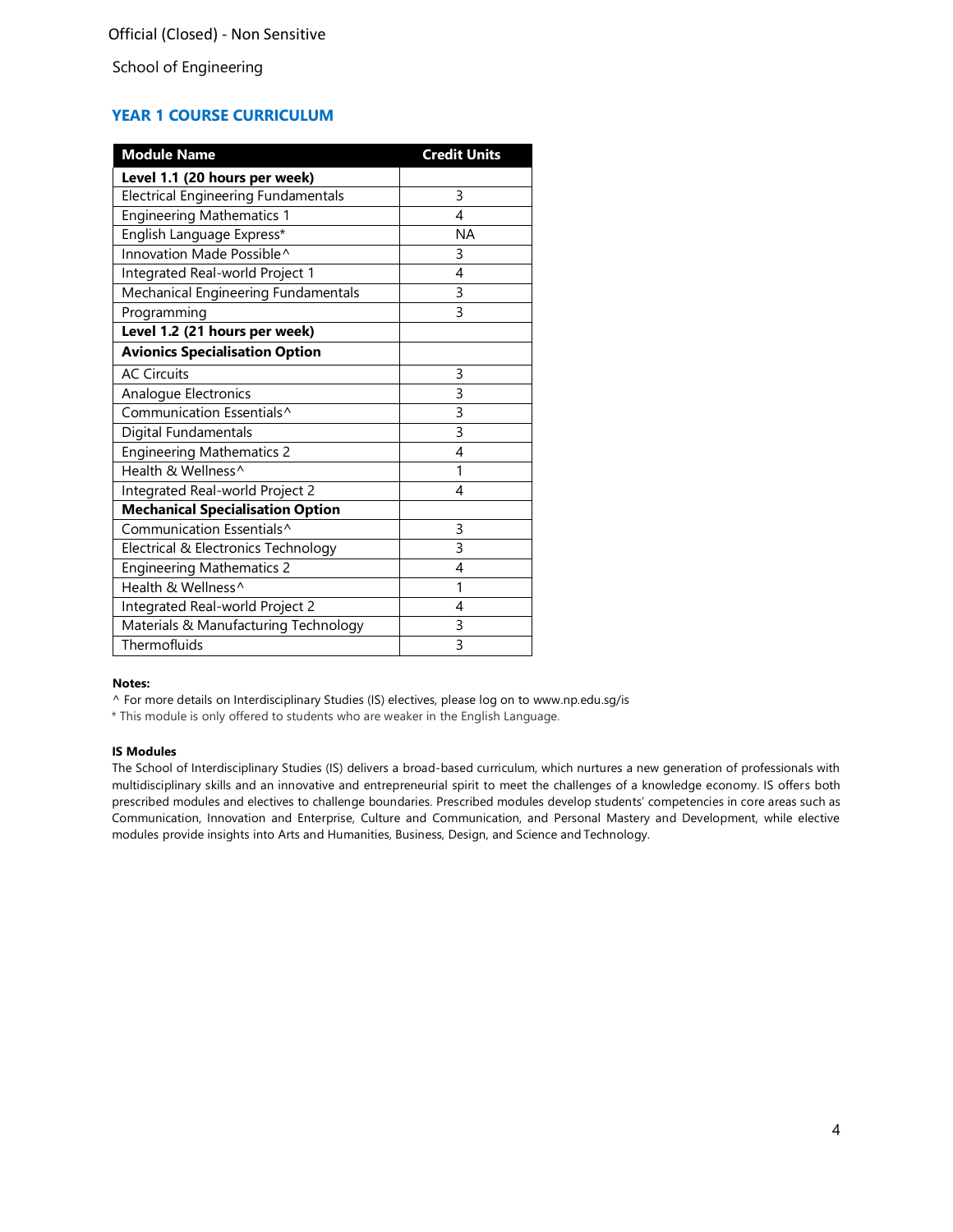Official (Closed) - Non Sensitive

School of Engineering

## YEAR 1 COURSE CURRICULUM

| Module Name | Credit Units |
|---|---|
| **Level 1.1 (20 hours per week)** | |
| Electrical Engineering Fundamentals | 3 |
| Engineering Mathematics 1 | 4 |
| English Language Express* | NA |
| Innovation Made Possible^ | 3 |
| Integrated Real-world Project 1 | 4 |
| Mechanical Engineering Fundamentals | 3 |
| Programming | 3 |
| **Level 1.2 (21 hours per week)** | |
| **Avionics Specialisation Option** | |
| AC Circuits | 3 |
| Analogue Electronics | 3 |
| Communication Essentials^ | 3 |
| Digital Fundamentals | 3 |
| Engineering Mathematics 2 | 4 |
| Health & Wellness^ | 1 |
| Integrated Real-world Project 2 | 4 |
| **Mechanical Specialisation Option** | |
| Communication Essentials^ | 3 |
| Electrical & Electronics Technology | 3 |
| Engineering Mathematics 2 | 4 |
| Health & Wellness^ | 1 |
| Integrated Real-world Project 2 | 4 |
| Materials & Manufacturing Technology | 3 |
| Thermofluids | 3 |

**Notes:**

^ For more details on Interdisciplinary Studies (IS) electives, please log on to www.np.edu.sg/is

* This module is only offered to students who are weaker in the English Language.

**IS Modules**

The School of Interdisciplinary Studies (IS) delivers a broad-based curriculum, which nurtures a new generation of professionals with multidisciplinary skills and an innovative and entrepreneurial spirit to meet the challenges of a knowledge economy. IS offers both prescribed modules and electives to challenge boundaries. Prescribed modules develop students' competencies in core areas such as Communication, Innovation and Enterprise, Culture and Communication, and Personal Mastery and Development, while elective modules provide insights into Arts and Humanities, Business, Design, and Science and Technology.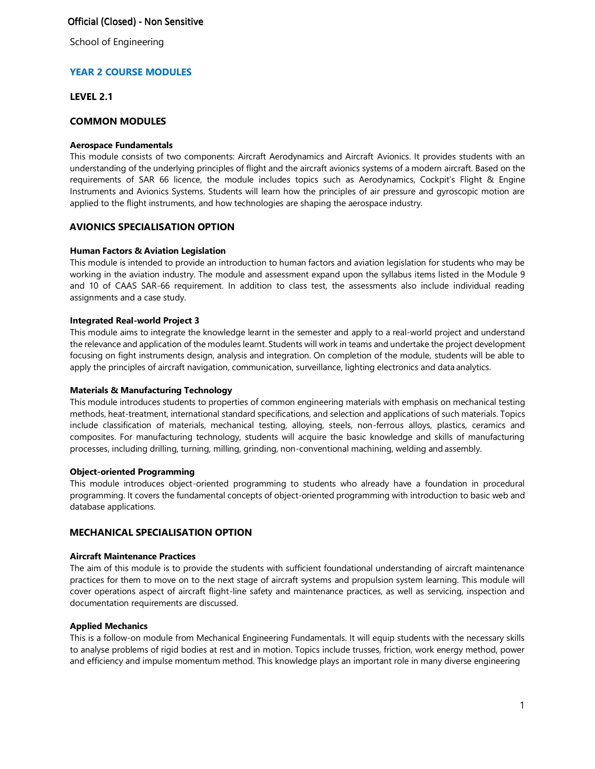Official (Closed) - Non Sensitive

School of Engineering

## YEAR 2 COURSE MODULES

### LEVEL 2.1

### COMMON MODULES

**Aerospace Fundamentals**
This module consists of two components: Aircraft Aerodynamics and Aircraft Avionics. It provides students with an understanding of the underlying principles of flight and the aircraft avionics systems of a modern aircraft. Based on the requirements of SAR 66 licence, the module includes topics such as Aerodynamics, Cockpit's Flight & Engine Instruments and Avionics Systems. Students will learn how the principles of air pressure and gyroscopic motion are applied to the flight instruments, and how technologies are shaping the aerospace industry.

### AVIONICS SPECIALISATION OPTION

**Human Factors & Aviation Legislation**
This module is intended to provide an introduction to human factors and aviation legislation for students who may be working in the aviation industry. The module and assessment expand upon the syllabus items listed in the Module 9 and 10 of CAAS SAR-66 requirement. In addition to class test, the assessments also include individual reading assignments and a case study.

**Integrated Real-world Project 3**
This module aims to integrate the knowledge learnt in the semester and apply to a real-world project and understand the relevance and application of the modules learnt. Students will work in teams and undertake the project development focusing on fight instruments design, analysis and integration. On completion of the module, students will be able to apply the principles of aircraft navigation, communication, surveillance, lighting electronics and data analytics.

**Materials & Manufacturing Technology**
This module introduces students to properties of common engineering materials with emphasis on mechanical testing methods, heat-treatment, international standard specifications, and selection and applications of such materials. Topics include classification of materials, mechanical testing, alloying, steels, non-ferrous alloys, plastics, ceramics and composites. For manufacturing technology, students will acquire the basic knowledge and skills of manufacturing processes, including drilling, turning, milling, grinding, non-conventional machining, welding and assembly.

**Object-oriented Programming**
This module introduces object-oriented programming to students who already have a foundation in procedural programming. It covers the fundamental concepts of object-oriented programming with introduction to basic web and database applications.

### MECHANICAL SPECIALISATION OPTION

**Aircraft Maintenance Practices**
The aim of this module is to provide the students with sufficient foundational understanding of aircraft maintenance practices for them to move on to the next stage of aircraft systems and propulsion system learning. This module will cover operations aspect of aircraft flight-line safety and maintenance practices, as well as servicing, inspection and documentation requirements are discussed.

**Applied Mechanics**
This is a follow-on module from Mechanical Engineering Fundamentals. It will equip students with the necessary skills to analyse problems of rigid bodies at rest and in motion. Topics include trusses, friction, work energy method, power and efficiency and impulse momentum method. This knowledge plays an important role in many diverse engineering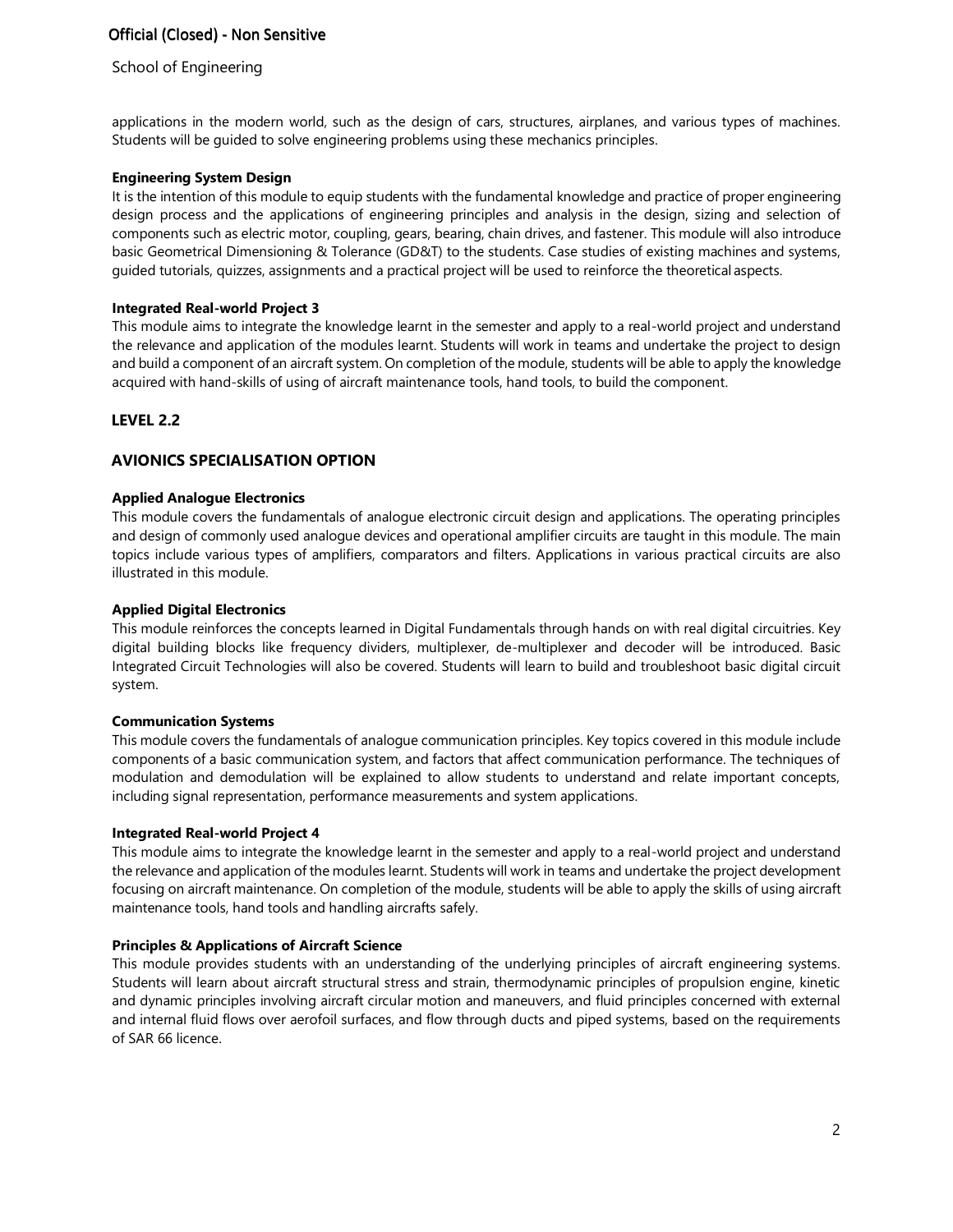applications in the modern world, such as the design of cars, structures, airplanes, and various types of machines. Students will be guided to solve engineering problems using these mechanics principles.

**Engineering System Design**

It is the intention of this module to equip students with the fundamental knowledge and practice of proper engineering design process and the applications of engineering principles and analysis in the design, sizing and selection of components such as electric motor, coupling, gears, bearing, chain drives, and fastener. This module will also introduce basic Geometrical Dimensioning & Tolerance (GD&T) to the students. Case studies of existing machines and systems, guided tutorials, quizzes, assignments and a practical project will be used to reinforce the theoretical aspects.

**Integrated Real-world Project 3**

This module aims to integrate the knowledge learnt in the semester and apply to a real-world project and understand the relevance and application of the modules learnt. Students will work in teams and undertake the project to design and build a component of an aircraft system. On completion of the module, students will be able to apply the knowledge acquired with hand-skills of using of aircraft maintenance tools, hand tools, to build the component.

## LEVEL 2.2

## AVIONICS SPECIALISATION OPTION

**Applied Analogue Electronics**

This module covers the fundamentals of analogue electronic circuit design and applications. The operating principles and design of commonly used analogue devices and operational amplifier circuits are taught in this module. The main topics include various types of amplifiers, comparators and filters. Applications in various practical circuits are also illustrated in this module.

**Applied Digital Electronics**

This module reinforces the concepts learned in Digital Fundamentals through hands on with real digital circuitries. Key digital building blocks like frequency dividers, multiplexer, de-multiplexer and decoder will be introduced. Basic Integrated Circuit Technologies will also be covered. Students will learn to build and troubleshoot basic digital circuit system.

**Communication Systems**

This module covers the fundamentals of analogue communication principles. Key topics covered in this module include components of a basic communication system, and factors that affect communication performance. The techniques of modulation and demodulation will be explained to allow students to understand and relate important concepts, including signal representation, performance measurements and system applications.

**Integrated Real-world Project 4**

This module aims to integrate the knowledge learnt in the semester and apply to a real-world project and understand the relevance and application of the modules learnt. Students will work in teams and undertake the project development focusing on aircraft maintenance. On completion of the module, students will be able to apply the skills of using aircraft maintenance tools, hand tools and handling aircrafts safely.

**Principles & Applications of Aircraft Science**

This module provides students with an understanding of the underlying principles of aircraft engineering systems. Students will learn about aircraft structural stress and strain, thermodynamic principles of propulsion engine, kinetic and dynamic principles involving aircraft circular motion and maneuvers, and fluid principles concerned with external and internal fluid flows over aerofoil surfaces, and flow through ducts and piped systems, based on the requirements of SAR 66 licence.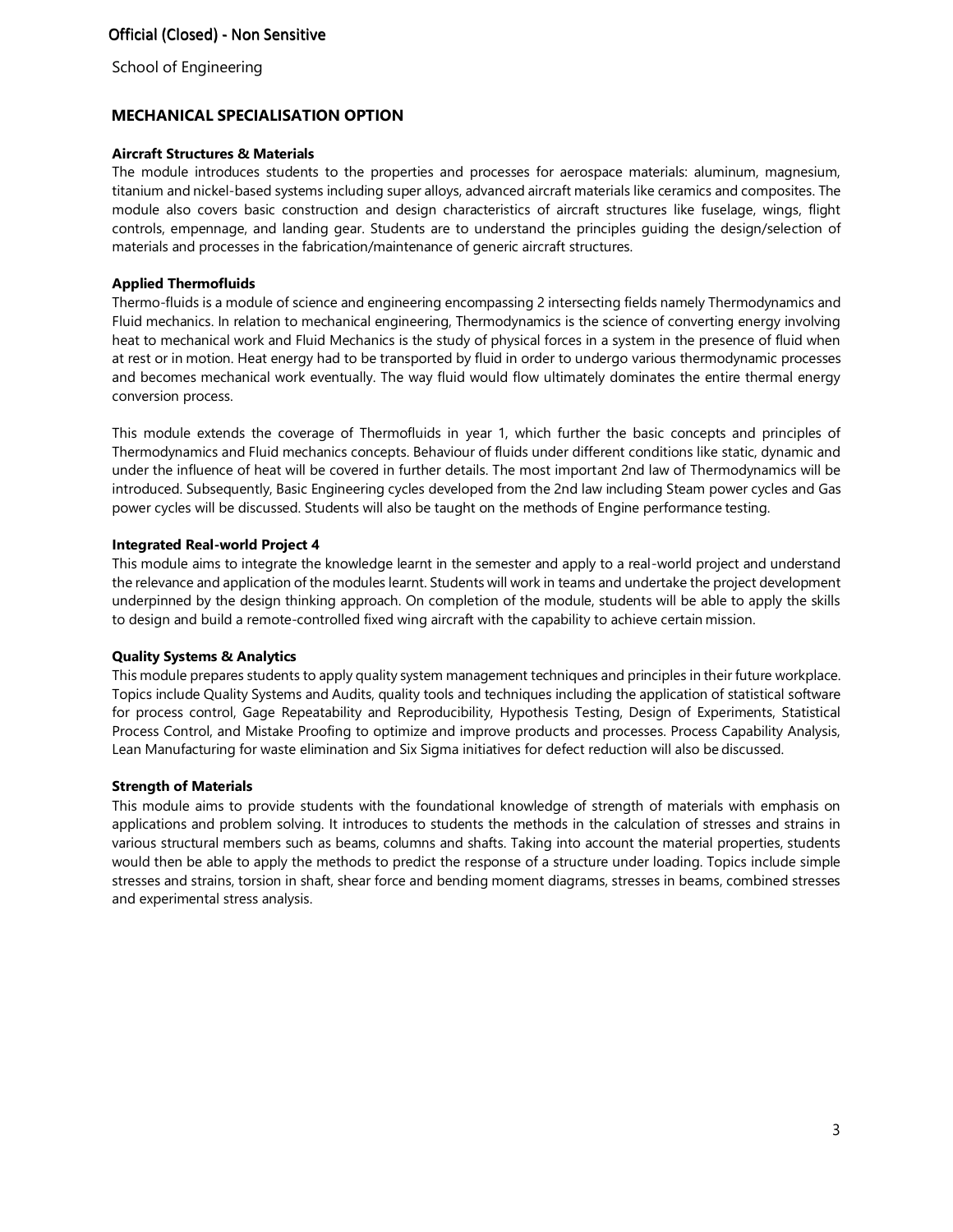## MECHANICAL SPECIALISATION OPTION

**Aircraft Structures & Materials**

The module introduces students to the properties and processes for aerospace materials: aluminum, magnesium, titanium and nickel-based systems including super alloys, advanced aircraft materials like ceramics and composites. The module also covers basic construction and design characteristics of aircraft structures like fuselage, wings, flight controls, empennage, and landing gear. Students are to understand the principles guiding the design/selection of materials and processes in the fabrication/maintenance of generic aircraft structures.

**Applied Thermofluids**

Thermo-fluids is a module of science and engineering encompassing 2 intersecting fields namely Thermodynamics and Fluid mechanics. In relation to mechanical engineering, Thermodynamics is the science of converting energy involving heat to mechanical work and Fluid Mechanics is the study of physical forces in a system in the presence of fluid when at rest or in motion. Heat energy had to be transported by fluid in order to undergo various thermodynamic processes and becomes mechanical work eventually. The way fluid would flow ultimately dominates the entire thermal energy conversion process.

This module extends the coverage of Thermofluids in year 1, which further the basic concepts and principles of Thermodynamics and Fluid mechanics concepts. Behaviour of fluids under different conditions like static, dynamic and under the influence of heat will be covered in further details. The most important 2nd law of Thermodynamics will be introduced. Subsequently, Basic Engineering cycles developed from the 2nd law including Steam power cycles and Gas power cycles will be discussed. Students will also be taught on the methods of Engine performance testing.

**Integrated Real-world Project 4**

This module aims to integrate the knowledge learnt in the semester and apply to a real-world project and understand the relevance and application of the modules learnt. Students will work in teams and undertake the project development underpinned by the design thinking approach. On completion of the module, students will be able to apply the skills to design and build a remote-controlled fixed wing aircraft with the capability to achieve certain mission.

**Quality Systems & Analytics**

This module prepares students to apply quality system management techniques and principles in their future workplace. Topics include Quality Systems and Audits, quality tools and techniques including the application of statistical software for process control, Gage Repeatability and Reproducibility, Hypothesis Testing, Design of Experiments, Statistical Process Control, and Mistake Proofing to optimize and improve products and processes. Process Capability Analysis, Lean Manufacturing for waste elimination and Six Sigma initiatives for defect reduction will also be discussed.

**Strength of Materials**

This module aims to provide students with the foundational knowledge of strength of materials with emphasis on applications and problem solving. It introduces to students the methods in the calculation of stresses and strains in various structural members such as beams, columns and shafts. Taking into account the material properties, students would then be able to apply the methods to predict the response of a structure under loading. Topics include simple stresses and strains, torsion in shaft, shear force and bending moment diagrams, stresses in beams, combined stresses and experimental stress analysis.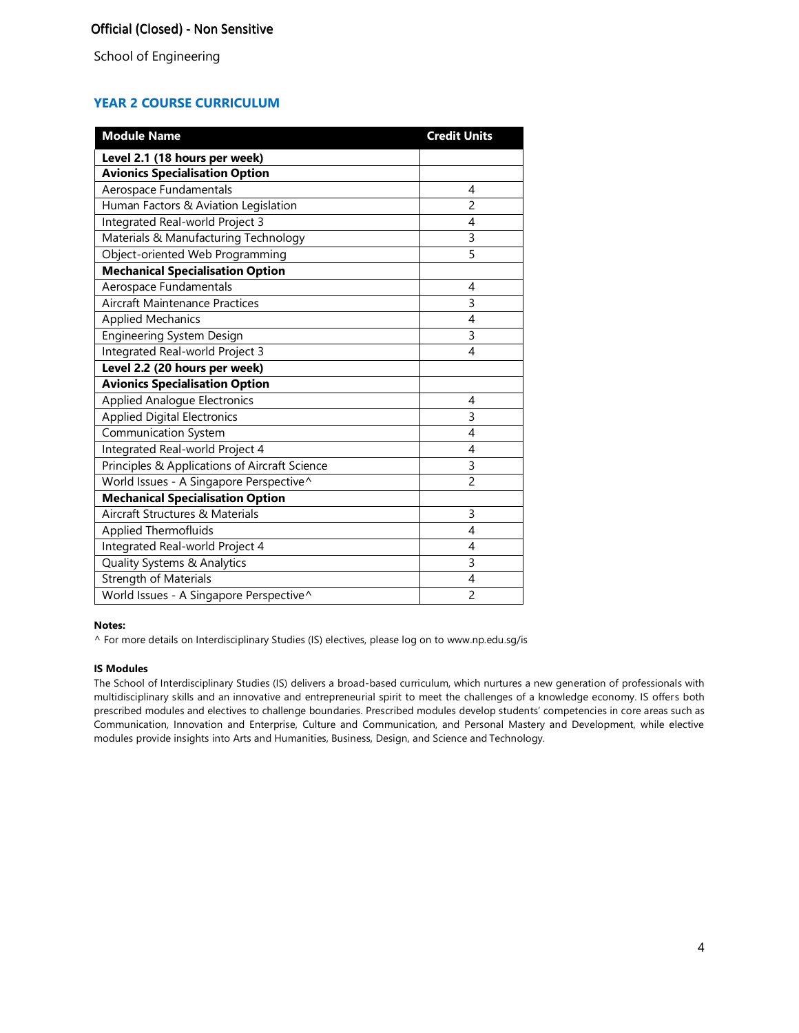Official (Closed) - Non Sensitive

School of Engineering

## YEAR 2 COURSE CURRICULUM

| Module Name | Credit Units |
|---|---|
| **Level 2.1 (18 hours per week)** | |
| **Avionics Specialisation Option** | |
| Aerospace Fundamentals | 4 |
| Human Factors & Aviation Legislation | 2 |
| Integrated Real-world Project 3 | 4 |
| Materials & Manufacturing Technology | 3 |
| Object-oriented Web Programming | 5 |
| **Mechanical Specialisation Option** | |
| Aerospace Fundamentals | 4 |
| Aircraft Maintenance Practices | 3 |
| Applied Mechanics | 4 |
| Engineering System Design | 3 |
| Integrated Real-world Project 3 | 4 |
| **Level 2.2 (20 hours per week)** | |
| **Avionics Specialisation Option** | |
| Applied Analogue Electronics | 4 |
| Applied Digital Electronics | 3 |
| Communication System | 4 |
| Integrated Real-world Project 4 | 4 |
| Principles & Applications of Aircraft Science | 3 |
| World Issues - A Singapore Perspective^ | 2 |
| **Mechanical Specialisation Option** | |
| Aircraft Structures & Materials | 3 |
| Applied Thermofluids | 4 |
| Integrated Real-world Project 4 | 4 |
| Quality Systems & Analytics | 3 |
| Strength of Materials | 4 |
| World Issues - A Singapore Perspective^ | 2 |

**Notes:**

^ For more details on Interdisciplinary Studies (IS) electives, please log on to www.np.edu.sg/is

**IS Modules**

The School of Interdisciplinary Studies (IS) delivers a broad-based curriculum, which nurtures a new generation of professionals with multidisciplinary skills and an innovative and entrepreneurial spirit to meet the challenges of a knowledge economy. IS offers both prescribed modules and electives to challenge boundaries. Prescribed modules develop students' competencies in core areas such as Communication, Innovation and Enterprise, Culture and Communication, and Personal Mastery and Development, while elective modules provide insights into Arts and Humanities, Business, Design, and Science and Technology.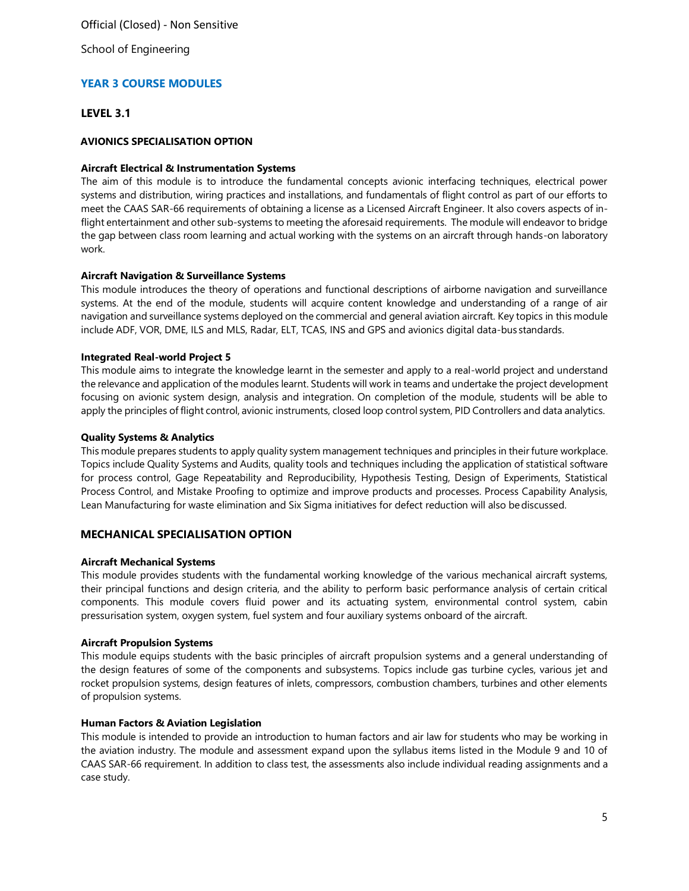School of Engineering

## YEAR 3 COURSE MODULES

### LEVEL 3.1

#### AVIONICS SPECIALISATION OPTION

**Aircraft Electrical & Instrumentation Systems**

The aim of this module is to introduce the fundamental concepts avionic interfacing techniques, electrical power systems and distribution, wiring practices and installations, and fundamentals of flight control as part of our efforts to meet the CAAS SAR-66 requirements of obtaining a license as a Licensed Aircraft Engineer. It also covers aspects of in-flight entertainment and other sub-systems to meeting the aforesaid requirements. The module will endeavor to bridge the gap between class room learning and actual working with the systems on an aircraft through hands-on laboratory work.

**Aircraft Navigation & Surveillance Systems**

This module introduces the theory of operations and functional descriptions of airborne navigation and surveillance systems. At the end of the module, students will acquire content knowledge and understanding of a range of air navigation and surveillance systems deployed on the commercial and general aviation aircraft. Key topics in this module include ADF, VOR, DME, ILS and MLS, Radar, ELT, TCAS, INS and GPS and avionics digital data-bus standards.

**Integrated Real-world Project 5**

This module aims to integrate the knowledge learnt in the semester and apply to a real-world project and understand the relevance and application of the modules learnt. Students will work in teams and undertake the project development focusing on avionic system design, analysis and integration. On completion of the module, students will be able to apply the principles of flight control, avionic instruments, closed loop control system, PID Controllers and data analytics.

**Quality Systems & Analytics**

This module prepares students to apply quality system management techniques and principles in their future workplace. Topics include Quality Systems and Audits, quality tools and techniques including the application of statistical software for process control, Gage Repeatability and Reproducibility, Hypothesis Testing, Design of Experiments, Statistical Process Control, and Mistake Proofing to optimize and improve products and processes. Process Capability Analysis, Lean Manufacturing for waste elimination and Six Sigma initiatives for defect reduction will also be discussed.

#### MECHANICAL SPECIALISATION OPTION

**Aircraft Mechanical Systems**

This module provides students with the fundamental working knowledge of the various mechanical aircraft systems, their principal functions and design criteria, and the ability to perform basic performance analysis of certain critical components. This module covers fluid power and its actuating system, environmental control system, cabin pressurisation system, oxygen system, fuel system and four auxiliary systems onboard of the aircraft.

**Aircraft Propulsion Systems**

This module equips students with the basic principles of aircraft propulsion systems and a general understanding of the design features of some of the components and subsystems. Topics include gas turbine cycles, various jet and rocket propulsion systems, design features of inlets, compressors, combustion chambers, turbines and other elements of propulsion systems.

**Human Factors & Aviation Legislation**

This module is intended to provide an introduction to human factors and air law for students who may be working in the aviation industry. The module and assessment expand upon the syllabus items listed in the Module 9 and 10 of CAAS SAR-66 requirement. In addition to class test, the assessments also include individual reading assignments and a case study.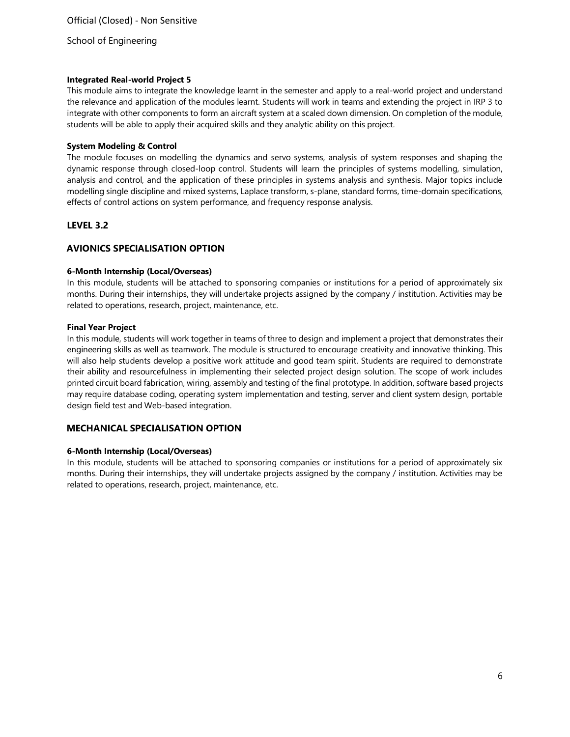**Integrated Real-world Project 5**

This module aims to integrate the knowledge learnt in the semester and apply to a real-world project and understand the relevance and application of the modules learnt. Students will work in teams and extending the project in IRP 3 to integrate with other components to form an aircraft system at a scaled down dimension. On completion of the module, students will be able to apply their acquired skills and they analytic ability on this project.

**System Modeling & Control**

The module focuses on modelling the dynamics and servo systems, analysis of system responses and shaping the dynamic response through closed-loop control. Students will learn the principles of systems modelling, simulation, analysis and control, and the application of these principles in systems analysis and synthesis. Major topics include modelling single discipline and mixed systems, Laplace transform, s-plane, standard forms, time-domain specifications, effects of control actions on system performance, and frequency response analysis.

## LEVEL 3.2

### AVIONICS SPECIALISATION OPTION

**6-Month Internship (Local/Overseas)**

In this module, students will be attached to sponsoring companies or institutions for a period of approximately six months. During their internships, they will undertake projects assigned by the company / institution. Activities may be related to operations, research, project, maintenance, etc.

**Final Year Project**

In this module, students will work together in teams of three to design and implement a project that demonstrates their engineering skills as well as teamwork. The module is structured to encourage creativity and innovative thinking. This will also help students develop a positive work attitude and good team spirit. Students are required to demonstrate their ability and resourcefulness in implementing their selected project design solution. The scope of work includes printed circuit board fabrication, wiring, assembly and testing of the final prototype. In addition, software based projects may require database coding, operating system implementation and testing, server and client system design, portable design field test and Web-based integration.

### MECHANICAL SPECIALISATION OPTION

**6-Month Internship (Local/Overseas)**

In this module, students will be attached to sponsoring companies or institutions for a period of approximately six months. During their internships, they will undertake projects assigned by the company / institution. Activities may be related to operations, research, project, maintenance, etc.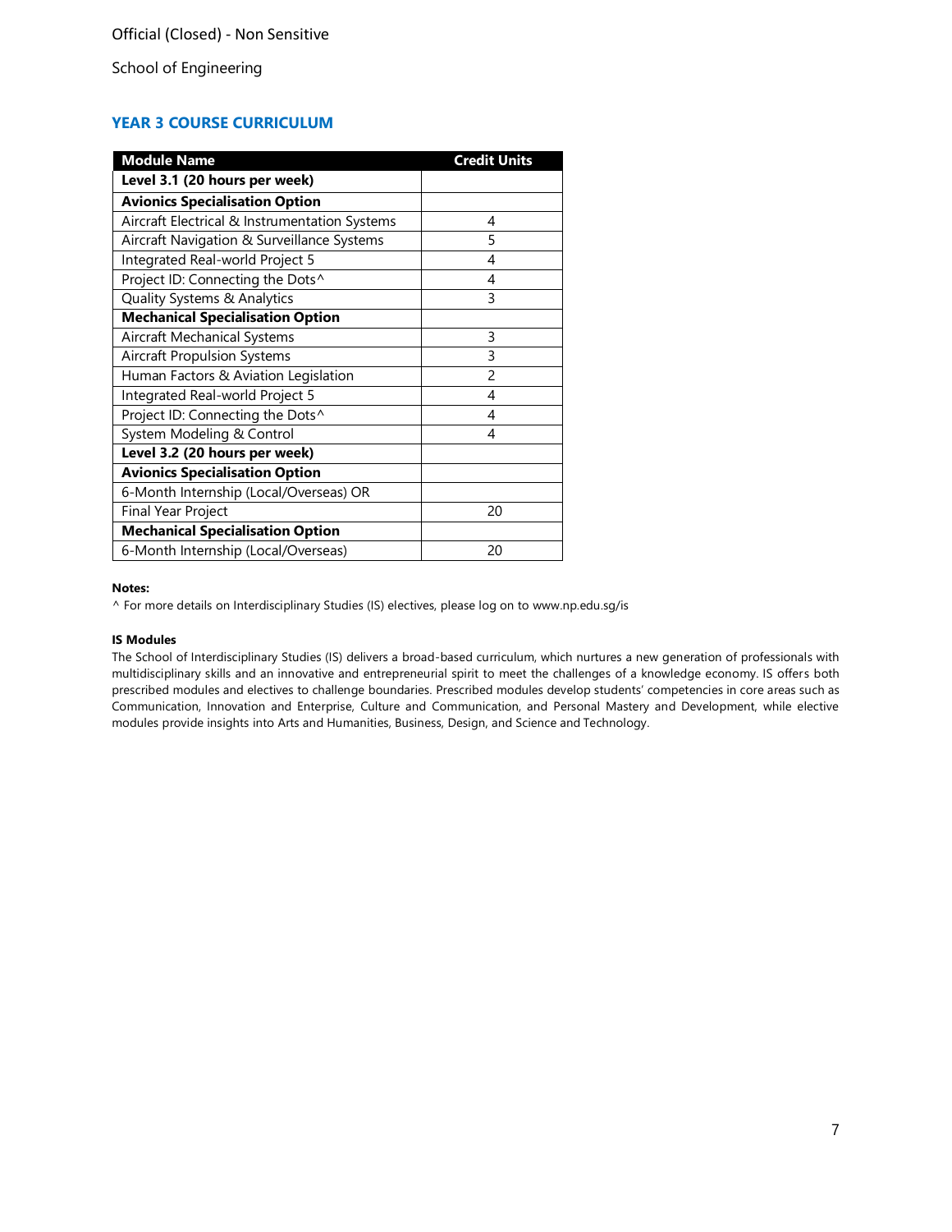Official (Closed) - Non Sensitive

School of Engineering

## YEAR 3 COURSE CURRICULUM

| Module Name | Credit Units |
|---|---|
| **Level 3.1 (20 hours per week)** | |
| **Avionics Specialisation Option** | |
| Aircraft Electrical & Instrumentation Systems | 4 |
| Aircraft Navigation & Surveillance Systems | 5 |
| Integrated Real-world Project 5 | 4 |
| Project ID: Connecting the Dots^ | 4 |
| Quality Systems & Analytics | 3 |
| **Mechanical Specialisation Option** | |
| Aircraft Mechanical Systems | 3 |
| Aircraft Propulsion Systems | 3 |
| Human Factors & Aviation Legislation | 2 |
| Integrated Real-world Project 5 | 4 |
| Project ID: Connecting the Dots^ | 4 |
| System Modeling & Control | 4 |
| **Level 3.2 (20 hours per week)** | |
| **Avionics Specialisation Option** | |
| 6-Month Internship (Local/Overseas) OR | |
| Final Year Project | 20 |
| **Mechanical Specialisation Option** | |
| 6-Month Internship (Local/Overseas) | 20 |

**Notes:**

^ For more details on Interdisciplinary Studies (IS) electives, please log on to www.np.edu.sg/is

**IS Modules**

The School of Interdisciplinary Studies (IS) delivers a broad-based curriculum, which nurtures a new generation of professionals with multidisciplinary skills and an innovative and entrepreneurial spirit to meet the challenges of a knowledge economy. IS offers both prescribed modules and electives to challenge boundaries. Prescribed modules develop students' competencies in core areas such as Communication, Innovation and Enterprise, Culture and Communication, and Personal Mastery and Development, while elective modules provide insights into Arts and Humanities, Business, Design, and Science and Technology.